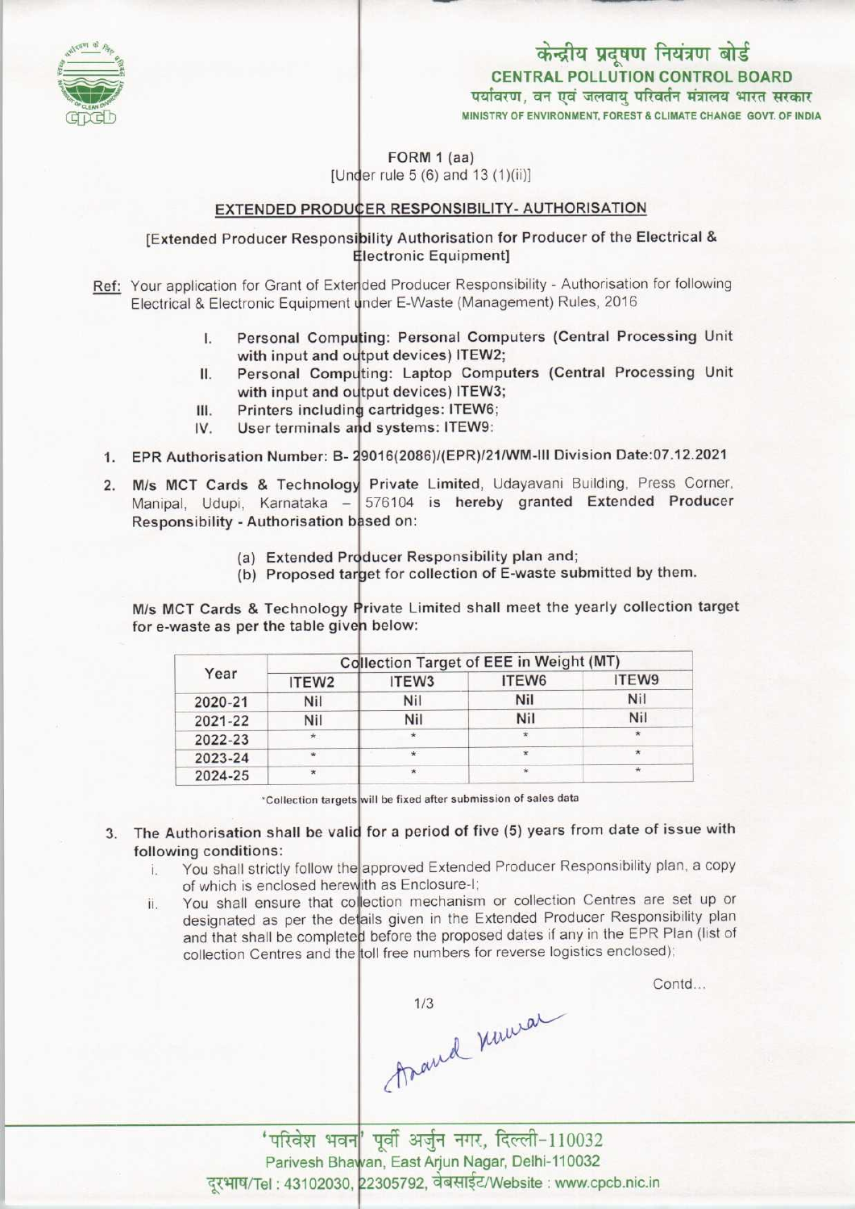# केन्द्रीय प्रदूषण नियंत्रण बोर्ड
## CENTRAL POLLUTION CONTROL BOARD
पर्यावरण, वन एवं जलवायु परिवर्तन मंत्रालय भारत सरकार
MINISTRY OF ENVIRONMENT, FOREST & CLIMATE CHANGE GOVT. OF INDIA

FORM 1 (aa)
[Under rule 5 (6) and 13 (1)(ii)]

### EXTENDED PRODUCER RESPONSIBILITY- AUTHORISATION

[Extended Producer Responsibility Authorisation for Producer of the Electrical & Electronic Equipment]

Ref: Your application for Grant of Extended Producer Responsibility - Authorisation for following Electrical & Electronic Equipment under E-Waste (Management) Rules, 2016

- I. Personal Computing: Personal Computers (Central Processing Unit with input and output devices) ITEW2;
- II. Personal Computing: Laptop Computers (Central Processing Unit with input and output devices) ITEW3;
- III. Printers including cartridges: ITEW6;
- IV. User terminals and systems: ITEW9:

1. EPR Authorisation Number: B- 29016(2086)/(EPR)/21/WM-III Division Date:07.12.2021
2. M/s MCT Cards & Technology Private Limited, Udayavani Building, Press Corner, Manipal, Udupi, Karnataka – 576104 is hereby granted Extended Producer Responsibility - Authorisation based on:
   - (a) Extended Producer Responsibility plan and;
   - (b) Proposed target for collection of E-waste submitted by them.

M/s MCT Cards & Technology Private Limited shall meet the yearly collection target for e-waste as per the table given below:

| Year | Collection Target of EEE in Weight (MT) | | | |
|---|---|---|---|---|
| | ITEW2 | ITEW3 | ITEW6 | ITEW9 |
| 2020-21 | Nil | Nil | Nil | Nil |
| 2021-22 | Nil | Nil | Nil | Nil |
| 2022-23 | * | * | * | * |
| 2023-24 | * | * | * | * |
| 2024-25 | * | * | * | * |

*Collection targets will be fixed after submission of sales data

3. The Authorisation shall be valid for a period of five (5) years from date of issue with following conditions:
   - i. You shall strictly follow the approved Extended Producer Responsibility plan, a copy of which is enclosed herewith as Enclosure-I;
   - ii. You shall ensure that collection mechanism or collection Centres are set up or designated as per the details given in the Extended Producer Responsibility plan and that shall be completed before the proposed dates if any in the EPR Plan (list of collection Centres and the toll free numbers for reverse logistics enclosed);

Contd...

Anand Kumar

'परिवेश भवन' पूर्वी अर्जुन नगर, दिल्ली-110032
Parivesh Bhawan, East Arjun Nagar, Delhi-110032
दूरभाष/Tel : 43102030, 22305792, वेबसाईट/Website : www.cpcb.nic.in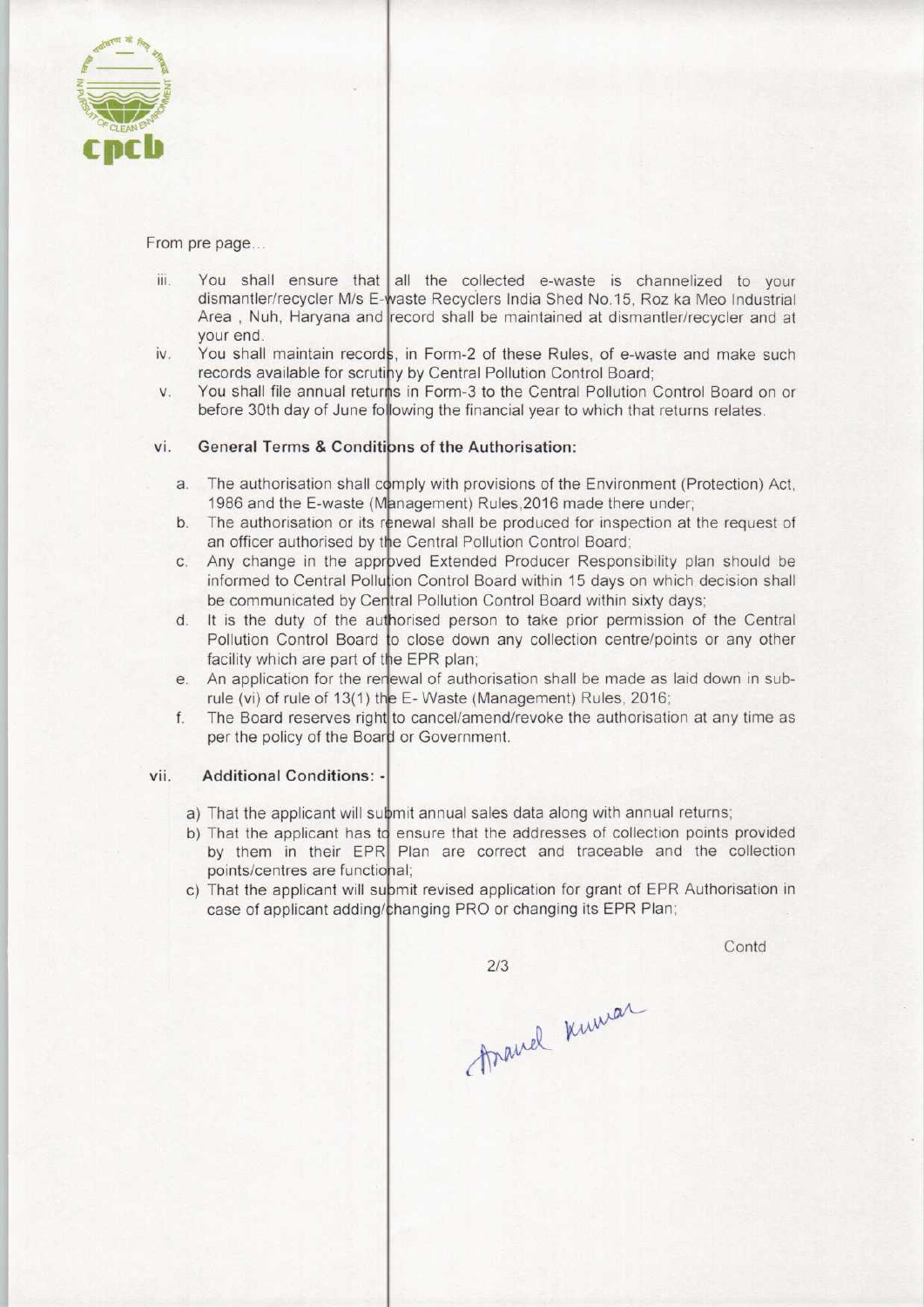From pre page...

iii. You shall ensure that all the collected e-waste is channelized to your dismantler/recycler M/s E-waste Recyclers India Shed No.15, Roz ka Meo Industrial Area , Nuh, Haryana and record shall be maintained at dismantler/recycler and at your end.

iv. You shall maintain records, in Form-2 of these Rules, of e-waste and make such records available for scrutiny by Central Pollution Control Board;

v. You shall file annual returns in Form-3 to the Central Pollution Control Board on or before 30th day of June following the financial year to which that returns relates.

vi. **General Terms & Conditions of the Authorisation:**

a. The authorisation shall comply with provisions of the Environment (Protection) Act, 1986 and the E-waste (Management) Rules,2016 made there under;

b. The authorisation or its renewal shall be produced for inspection at the request of an officer authorised by the Central Pollution Control Board;

c. Any change in the approved Extended Producer Responsibility plan should be informed to Central Pollution Control Board within 15 days on which decision shall be communicated by Central Pollution Control Board within sixty days;

d. It is the duty of the authorised person to take prior permission of the Central Pollution Control Board to close down any collection centre/points or any other facility which are part of the EPR plan;

e. An application for the renewal of authorisation shall be made as laid down in sub-rule (vi) of rule of 13(1) the E- Waste (Management) Rules, 2016;

f. The Board reserves right to cancel/amend/revoke the authorisation at any time as per the policy of the Board or Government.

vii. **Additional Conditions: -**

a) That the applicant will submit annual sales data along with annual returns;

b) That the applicant has to ensure that the addresses of collection points provided by them in their EPR Plan are correct and traceable and the collection points/centres are functional;

c) That the applicant will submit revised application for grant of EPR Authorisation in case of applicant adding/changing PRO or changing its EPR Plan;

Contd

Anand Kumar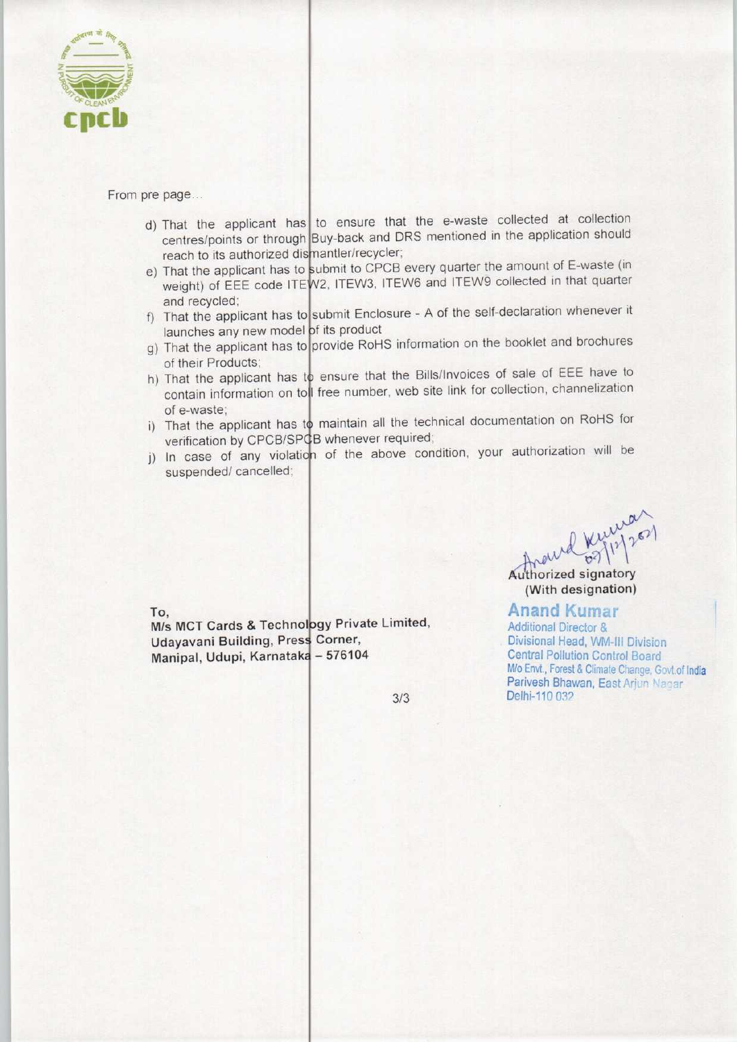From pre page...

d) That the applicant has to ensure that the e-waste collected at collection centres/points or through Buy-back and DRS mentioned in the application should reach to its authorized dismantler/recycler;
e) That the applicant has to submit to CPCB every quarter the amount of E-waste (in weight) of EEE code ITEW2, ITEW3, ITEW6 and ITEW9 collected in that quarter and recycled;
f) That the applicant has to submit Enclosure - A of the self-declaration whenever it launches any new model of its product
g) That the applicant has to provide RoHS information on the booklet and brochures of their Products;
h) That the applicant has to ensure that the Bills/Invoices of sale of EEE have to contain information on toll free number, web site link for collection, channelization of e-waste;
i) That the applicant has to maintain all the technical documentation on RoHS for verification by CPCB/SPCB whenever required;
j) In case of any violation of the above condition, your authorization will be suspended/ cancelled;

Anand Kumar 07/12/2021

Authorized signatory
(With designation)

**Anand Kumar**
Additional Director &
Divisional Head, WM-III Division
Central Pollution Control Board
M/o Envt., Forest & Climate Change, Govt.of India
Parivesh Bhawan, East Arjun Nagar
Delhi-110 032

To,
**M/s MCT Cards & Technology Private Limited,**
**Udayavani Building, Press Corner,**
**Manipal, Udupi, Karnataka – 576104**